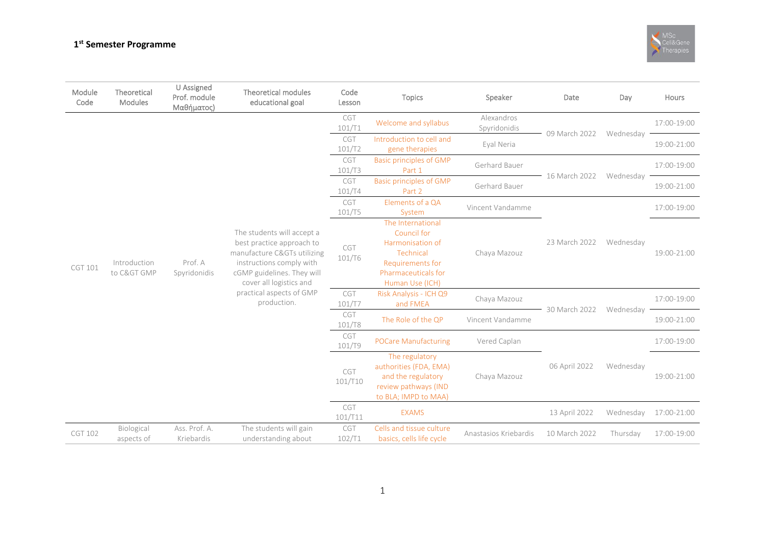# 1st Semester Programme

| Module Code | Theoretical Modules | U Assigned Prof. module Μαθήματος) | Theoretical modules educational goal | Code Lesson | Topics | Speaker | Date | Day | Hours |
|---|---|---|---|---|---|---|---|---|---|
| CGT 101 | Introduction to C&GT GMP | Prof. A Spyridonidis | The students will accept a best practice approach to manufacture C&GTs utilizing instructions comply with cGMP guidelines. They will cover all logistics and practical aspects of GMP production. | CGT 101/T1 | Welcome and syllabus | Alexandros Spyridonidis | 09 March 2022 | Wednesday | 17:00-19:00 |
| | | | | CGT 101/T2 | Introduction to cell and gene therapies | Eyal Neria | 09 March 2022 | Wednesday | 19:00-21:00 |
| | | | | CGT 101/T3 | Basic principles of GMP Part 1 | Gerhard Bauer | 16 March 2022 | Wednesday | 17:00-19:00 |
| | | | | CGT 101/T4 | Basic principles of GMP Part 2 | Gerhard Bauer | 16 March 2022 | Wednesday | 19:00-21:00 |
| | | | | CGT 101/T5 | Elements of a QA System | Vincent Vandamme | 23 March 2022 | Wednesday | 17:00-19:00 |
| | | | | CGT 101/T6 | The International Council for Harmonisation of Technical Requirements for Pharmaceuticals for Human Use (ICH) | Chaya Mazouz | 23 March 2022 | Wednesday | 19:00-21:00 |
| | | | | CGT 101/T7 | Risk Analysis - ICH Q9 and FMEA | Chaya Mazouz | 30 March 2022 | Wednesday | 17:00-19:00 |
| | | | | CGT 101/T8 | The Role of the QP | Vincent Vandamme | 30 March 2022 | Wednesday | 19:00-21:00 |
| | | | | CGT 101/T9 | POCare Manufacturing | Vered Caplan | 06 April 2022 | Wednesday | 17:00-19:00 |
| | | | | CGT 101/T10 | The regulatory authorities (FDA, EMA) and the regulatory review pathways (IND to BLA; IMPD to MAA) | Chaya Mazouz | 06 April 2022 | Wednesday | 19:00-21:00 |
| | | | | CGT 101/T11 | EXAMS | | 13 April 2022 | Wednesday | 17:00-21:00 |
| CGT 102 | Biological aspects of | Ass. Prof. A. Kriebardis | The students will gain understanding about | CGT 102/T1 | Cells and tissue culture basics, cells life cycle | Anastasios Kriebardis | 10 March 2022 | Thursday | 17:00-19:00 |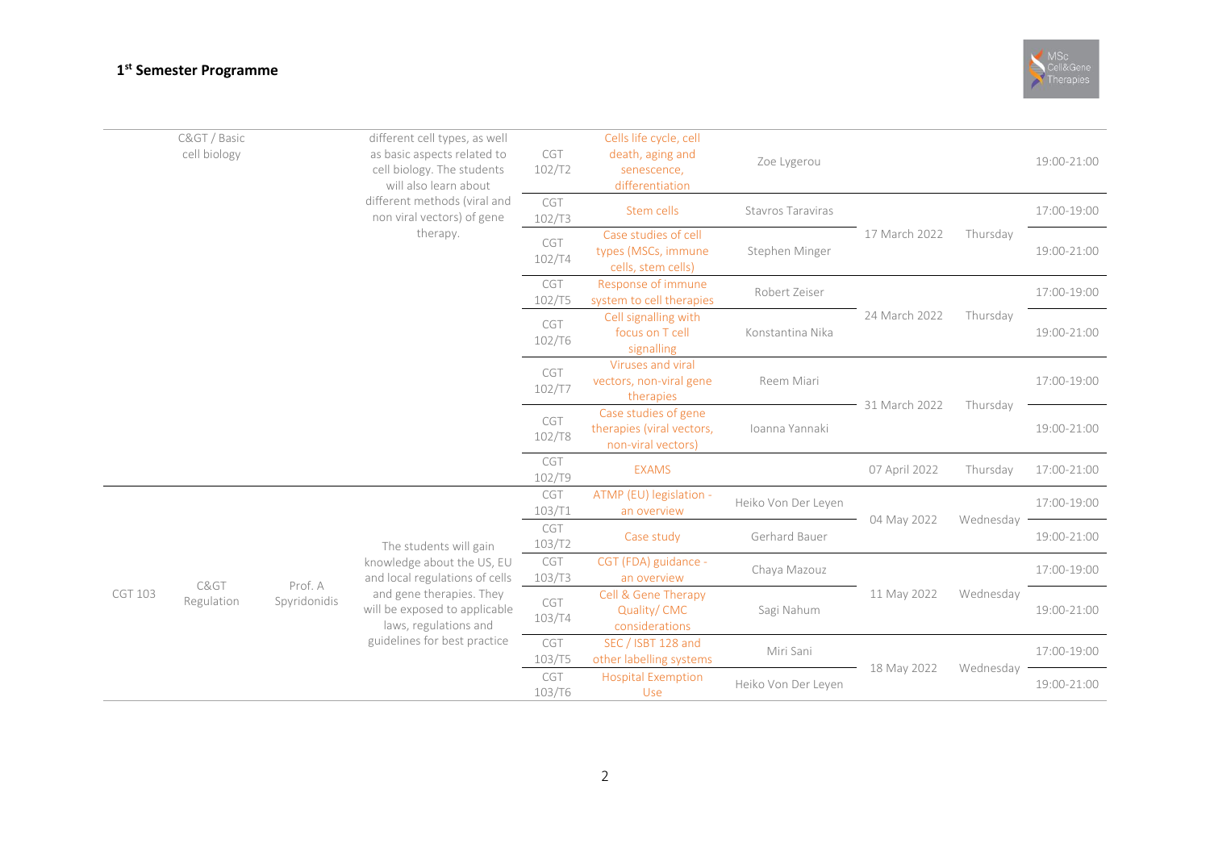## 1st Semester Programme

| | | | | | | | | | |
|---|---|---|---|---|---|---|---|---|---|
| | C&GT / Basic cell biology | | different cell types, as well as basic aspects related to cell biology. The students will also learn about different methods (viral and non viral vectors) of gene therapy. | CGT 102/T2 | Cells life cycle, cell death, aging and senescence, differentiation | Zoe Lygerou | | | 19:00-21:00 |
| | | | | CGT 102/T3 | Stem cells | Stavros Taraviras | 17 March 2022 | Thursday | 17:00-19:00 |
| | | | | CGT 102/T4 | Case studies of cell types (MSCs, immune cells, stem cells) | Stephen Minger | | | 19:00-21:00 |
| | | | | CGT 102/T5 | Response of immune system to cell therapies | Robert Zeiser | 24 March 2022 | Thursday | 17:00-19:00 |
| | | | | CGT 102/T6 | Cell signalling with focus on T cell signalling | Konstantina Nika | | | 19:00-21:00 |
| | | | | CGT 102/T7 | Viruses and viral vectors, non-viral gene therapies | Reem Miari | 31 March 2022 | Thursday | 17:00-19:00 |
| | | | | CGT 102/T8 | Case studies of gene therapies (viral vectors, non-viral vectors) | Ioanna Yannaki | | | 19:00-21:00 |
| | | | | CGT 102/T9 | EXAMS | | 07 April 2022 | Thursday | 17:00-21:00 |
| CGT 103 | C&GT Regulation | Prof. A Spyridonidis | The students will gain knowledge about the US, EU and local regulations of cells and gene therapies. They will be exposed to applicable laws, regulations and guidelines for best practice | CGT 103/T1 | ATMP (EU) legislation - an overview | Heiko Von Der Leyen | 04 May 2022 | Wednesday | 17:00-19:00 |
| | | | | CGT 103/T2 | Case study | Gerhard Bauer | | | 19:00-21:00 |
| | | | | CGT 103/T3 | CGT (FDA) guidance - an overview | Chaya Mazouz | 11 May 2022 | Wednesday | 17:00-19:00 |
| | | | | CGT 103/T4 | Cell & Gene Therapy Quality/ CMC considerations | Sagi Nahum | | | 19:00-21:00 |
| | | | | CGT 103/T5 | SEC / ISBT 128 and other labelling systems | Miri Sani | 18 May 2022 | Wednesday | 17:00-19:00 |
| | | | | CGT 103/T6 | Hospital Exemption Use | Heiko Von Der Leyen | | | 19:00-21:00 |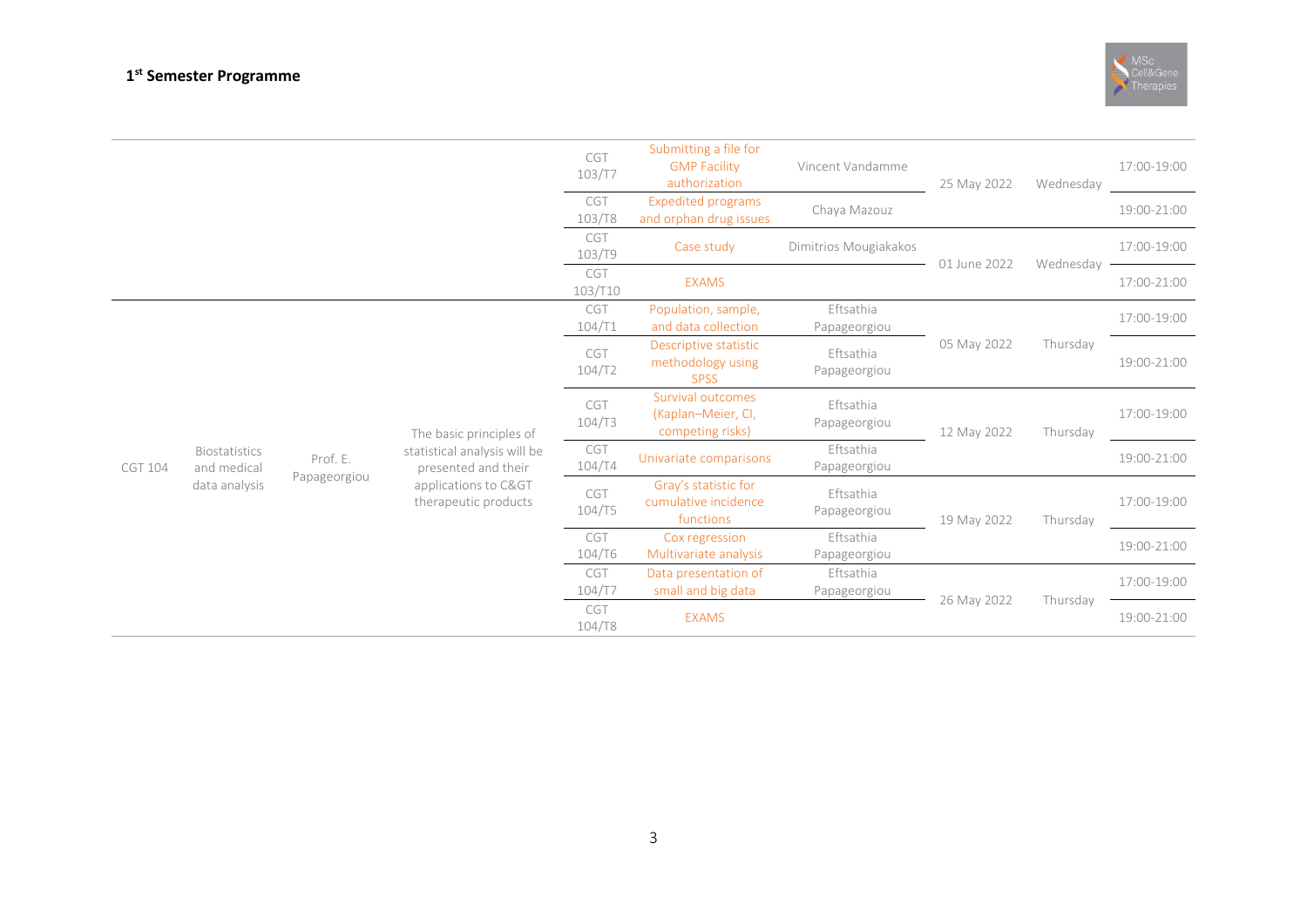## 1st Semester Programme

| | | | | | | | | | |
|---|---|---|---|---|---|---|---|---|---|
| | | | | CGT 103/T7 | Submitting a file for GMP Facility authorization | Vincent Vandamme | 25 May 2022 | Wednesday | 17:00-19:00 |
| | | | | CGT 103/T8 | Expedited programs and orphan drug issues | Chaya Mazouz | | | 19:00-21:00 |
| | | | | CGT 103/T9 | Case study | Dimitrios Mougiakakos | 01 June 2022 | Wednesday | 17:00-19:00 |
| | | | | CGT 103/T10 | EXAMS | | | | 17:00-21:00 |
| CGT 104 | Biostatistics and medical data analysis | Prof. E. Papageorgiou | The basic principles of statistical analysis will be presented and their applications to C&GT therapeutic products | CGT 104/T1 | Population, sample, and data collection | Eftsathia Papageorgiou | 05 May 2022 | Thursday | 17:00-19:00 |
| | | | | CGT 104/T2 | Descriptive statistic methodology using SPSS | Eftsathia Papageorgiou | | | 19:00-21:00 |
| | | | | CGT 104/T3 | Survival outcomes (Kaplan–Meier, CI, competing risks) | Eftsathia Papageorgiou | 12 May 2022 | Thursday | 17:00-19:00 |
| | | | | CGT 104/T4 | Univariate comparisons | Eftsathia Papageorgiou | | | 19:00-21:00 |
| | | | | CGT 104/T5 | Gray's statistic for cumulative incidence functions | Eftsathia Papageorgiou | 19 May 2022 | Thursday | 17:00-19:00 |
| | | | | CGT 104/T6 | Cox regression Multivariate analysis | Eftsathia Papageorgiou | | | 19:00-21:00 |
| | | | | CGT 104/T7 | Data presentation of small and big data | Eftsathia Papageorgiou | 26 May 2022 | Thursday | 17:00-19:00 |
| | | | | CGT 104/T8 | EXAMS | | | | 19:00-21:00 |